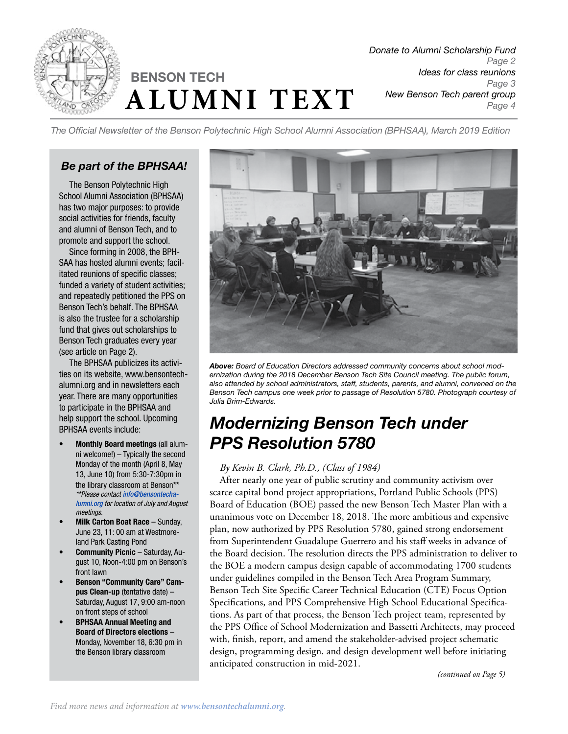# BENSON TECH ALUMNI TEXT

*Donate to Alumni Scholarship Fund*
*Page 2*
*Ideas for class reunions*
*Page 3*
*New Benson Tech parent group*
*Page 4*

*The Official Newsletter of the Benson Polytechnic High School Alumni Association (BPHSAA), March 2019 Edition*

## *Be part of the BPHSAA!*

The Benson Polytechnic High School Alumni Association (BPHSAA) has two major purposes: to provide social activities for friends, faculty and alumni of Benson Tech, and to promote and support the school.

Since forming in 2008, the BPHSAA has hosted alumni events; facilitated reunions of specific classes; funded a variety of student activities; and repeatedly petitioned the PPS on Benson Tech's behalf. The BPHSAA is also the trustee for a scholarship fund that gives out scholarships to Benson Tech graduates every year (see article on Page 2).

The BPHSAA publicizes its activities on its website, www.bensontechalumni.org and in newsletters each year. There are many opportunities to participate in the BPHSAA and help support the school. Upcoming BPHSAA events include:

- **Monthly Board meetings** (all alumni welcome!) – Typically the second Monday of the month (April 8, May 13, June 10) from 5:30-7:30pm in the library classroom at Benson**
  *\*\*Please contact info@bensontechalumni.org for location of July and August meetings.*
- **Milk Carton Boat Race** – Sunday, June 23, 11: 00 am at Westmoreland Park Casting Pond
- **Community Picnic** – Saturday, August 10, Noon-4:00 pm on Benson's front lawn
- **Benson "Community Care" Campus Clean-up** (tentative date) – Saturday, August 17, 9:00 am-noon on front steps of school
- **BPHSAA Annual Meeting and Board of Directors elections** – Monday, November 18, 6:30 pm in the Benson library classroom

***Above:*** *Board of Education Directors addressed community concerns about school modernization during the 2018 December Benson Tech Site Council meeting. The public forum, also attended by school administrators, staff, students, parents, and alumni, convened on the Benson Tech campus one week prior to passage of Resolution 5780. Photograph courtesy of Julia Brim-Edwards.*

# *Modernizing Benson Tech under PPS Resolution 5780*

*By Kevin B. Clark, Ph.D., (Class of 1984)*

After nearly one year of public scrutiny and community activism over scarce capital bond project appropriations, Portland Public Schools (PPS) Board of Education (BOE) passed the new Benson Tech Master Plan with a unanimous vote on December 18, 2018. The more ambitious and expensive plan, now authorized by PPS Resolution 5780, gained strong endorsement from Superintendent Guadalupe Guerrero and his staff weeks in advance of the Board decision. The resolution directs the PPS administration to deliver to the BOE a modern campus design capable of accommodating 1700 students under guidelines compiled in the Benson Tech Area Program Summary, Benson Tech Site Specific Career Technical Education (CTE) Focus Option Specifications, and PPS Comprehensive High School Educational Specifications. As part of that process, the Benson Tech project team, represented by the PPS Office of School Modernization and Bassetti Architects, may proceed with, finish, report, and amend the stakeholder-advised project schematic design, programming design, and design development well before initiating anticipated construction in mid-2021.

*(continued on Page 5)*

*Find more news and information at www.bensontechalumni.org.*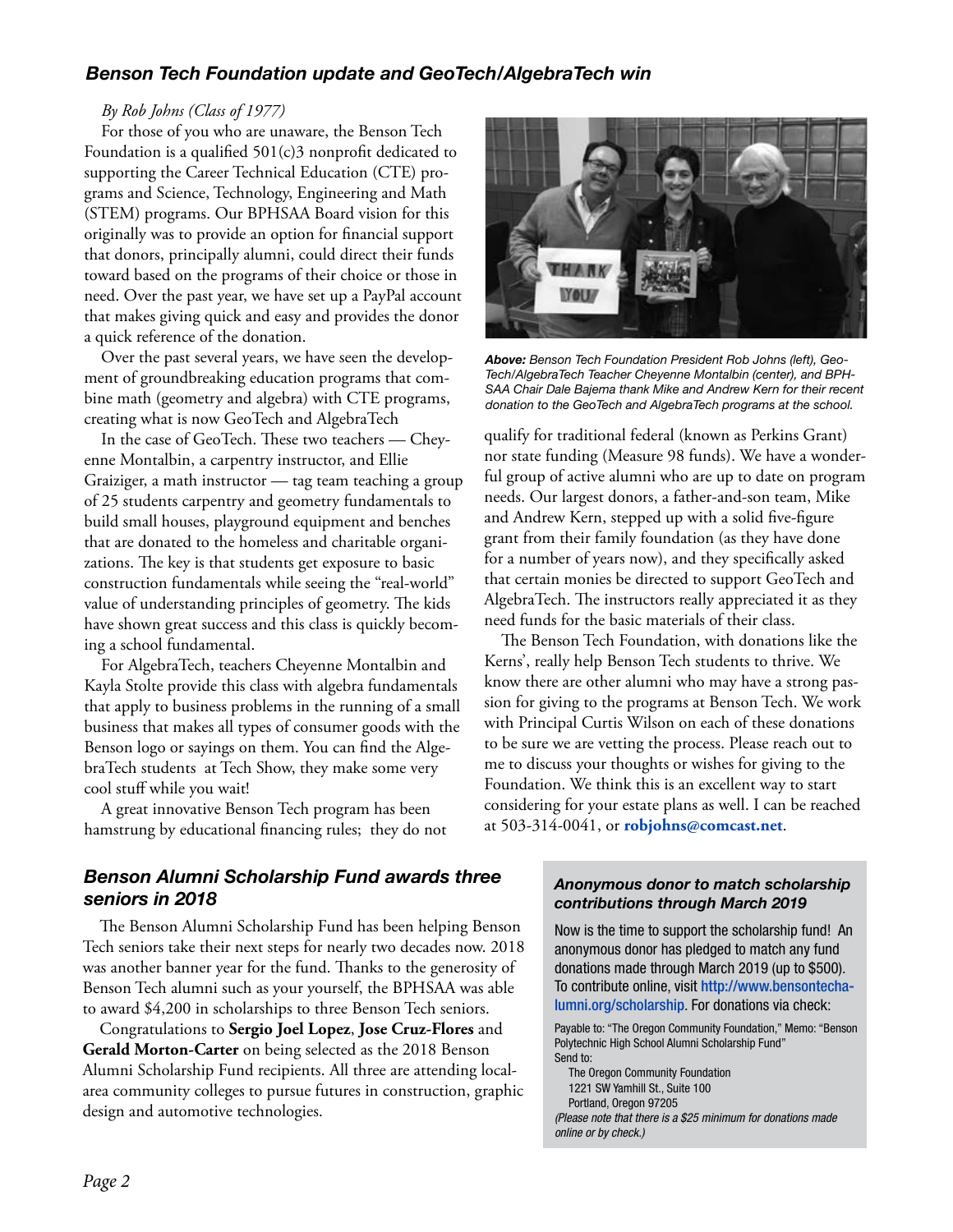## Benson Tech Foundation update and GeoTech/AlgebraTech win

*By Rob Johns (Class of 1977)*

For those of you who are unaware, the Benson Tech Foundation is a qualified 501(c)3 nonprofit dedicated to supporting the Career Technical Education (CTE) programs and Science, Technology, Engineering and Math (STEM) programs. Our BPHSAA Board vision for this originally was to provide an option for financial support that donors, principally alumni, could direct their funds toward based on the programs of their choice or those in need. Over the past year, we have set up a PayPal account that makes giving quick and easy and provides the donor a quick reference of the donation.

Over the past several years, we have seen the development of groundbreaking education programs that combine math (geometry and algebra) with CTE programs, creating what is now GeoTech and AlgebraTech

In the case of GeoTech. These two teachers — Cheyenne Montalbin, a carpentry instructor, and Ellie Graiziger, a math instructor — tag team teaching a group of 25 students carpentry and geometry fundamentals to build small houses, playground equipment and benches that are donated to the homeless and charitable organizations. The key is that students get exposure to basic construction fundamentals while seeing the "real-world" value of understanding principles of geometry. The kids have shown great success and this class is quickly becoming a school fundamental.

For AlgebraTech, teachers Cheyenne Montalbin and Kayla Stolte provide this class with algebra fundamentals that apply to business problems in the running of a small business that makes all types of consumer goods with the Benson logo or sayings on them. You can find the AlgebraTech students at Tech Show, they make some very cool stuff while you wait!

A great innovative Benson Tech program has been hamstrung by educational financing rules; they do not qualify for traditional federal (known as Perkins Grant) nor state funding (Measure 98 funds). We have a wonderful group of active alumni who are up to date on program needs. Our largest donors, a father-and-son team, Mike and Andrew Kern, stepped up with a solid five-figure grant from their family foundation (as they have done for a number of years now), and they specifically asked that certain monies be directed to support GeoTech and AlgebraTech. The instructors really appreciated it as they need funds for the basic materials of their class.

***Above:*** *Benson Tech Foundation President Rob Johns (left), GeoTech/AlgebraTech Teacher Cheyenne Montalbin (center), and BPHSAA Chair Dale Bajema thank Mike and Andrew Kern for their recent donation to the GeoTech and AlgebraTech programs at the school.*

The Benson Tech Foundation, with donations like the Kerns', really help Benson Tech students to thrive. We know there are other alumni who may have a strong passion for giving to the programs at Benson Tech. We work with Principal Curtis Wilson on each of these donations to be sure we are vetting the process. Please reach out to me to discuss your thoughts or wishes for giving to the Foundation. We think this is an excellent way to start considering for your estate plans as well. I can be reached at 503-314-0041, or **robjohns@comcast.net**.

## Benson Alumni Scholarship Fund awards three seniors in 2018

The Benson Alumni Scholarship Fund has been helping Benson Tech seniors take their next steps for nearly two decades now. 2018 was another banner year for the fund. Thanks to the generosity of Benson Tech alumni such as your yourself, the BPHSAA was able to award $4,200 in scholarships to three Benson Tech seniors.

Congratulations to **Sergio Joel Lopez**, **Jose Cruz-Flores** and **Gerald Morton-Carter** on being selected as the 2018 Benson Alumni Scholarship Fund recipients. All three are attending local-area community colleges to pursue futures in construction, graphic design and automotive technologies.

### *Anonymous donor to match scholarship contributions through March 2019*

Now is the time to support the scholarship fund! An anonymous donor has pledged to match any fund donations made through March 2019 (up to $500). To contribute online, visit http://www.bensontechalumni.org/scholarship. For donations via check:

Payable to: "The Oregon Community Foundation," Memo: "Benson Polytechnic High School Alumni Scholarship Fund"
Send to:
The Oregon Community Foundation
1221 SW Yamhill St., Suite 100
Portland, Oregon 97205

*(Please note that there is a $25 minimum for donations made online or by check.)*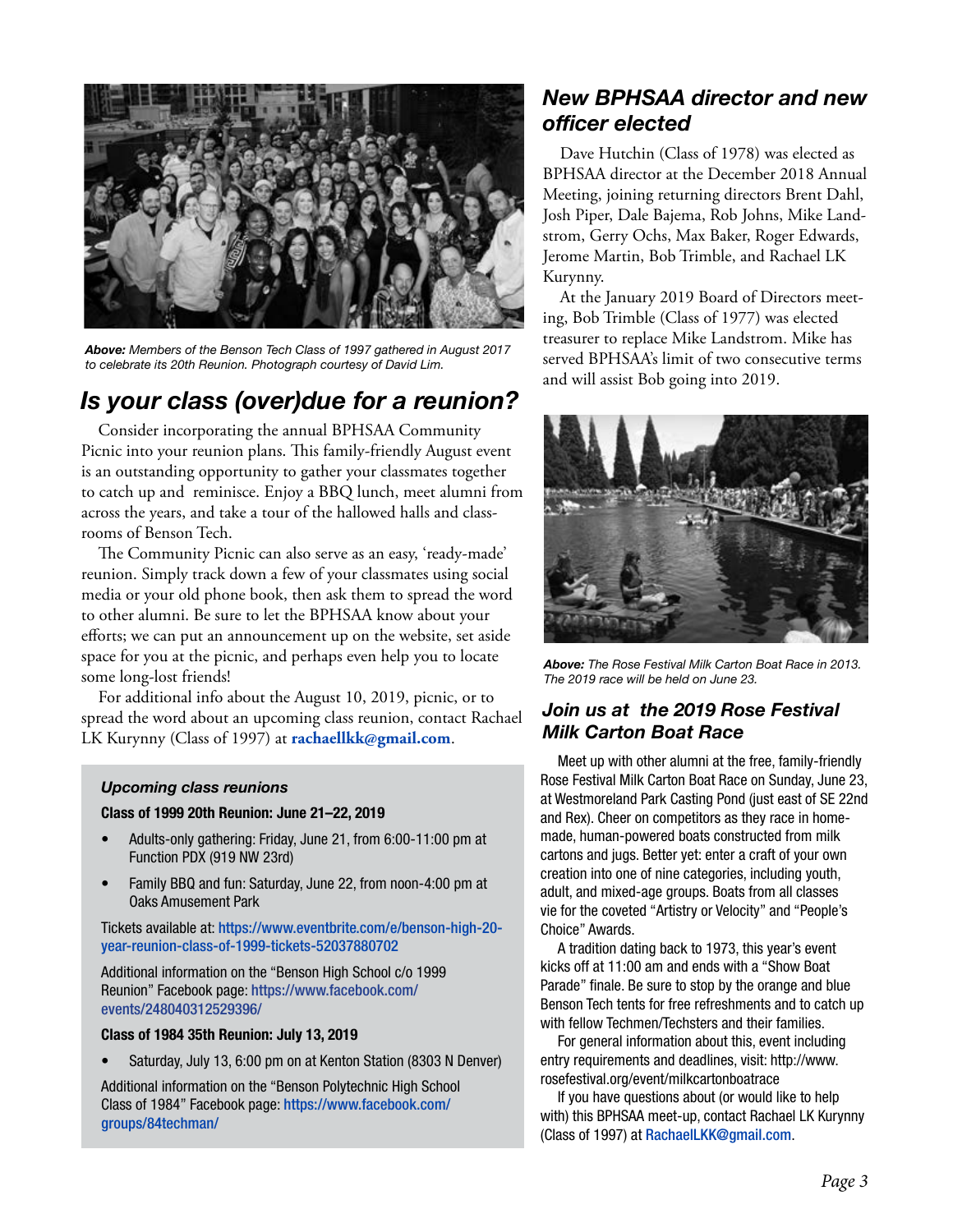*Above: Members of the Benson Tech Class of 1997 gathered in August 2017 to celebrate its 20th Reunion. Photograph courtesy of David Lim.*

## *Is your class (over)due for a reunion?*

Consider incorporating the annual BPHSAA Community Picnic into your reunion plans. This family-friendly August event is an outstanding opportunity to gather your classmates together to catch up and reminisce. Enjoy a BBQ lunch, meet alumni from across the years, and take a tour of the hallowed halls and classrooms of Benson Tech.

The Community Picnic can also serve as an easy, 'ready-made' reunion. Simply track down a few of your classmates using social media or your old phone book, then ask them to spread the word to other alumni. Be sure to let the BPHSAA know about your efforts; we can put an announcement up on the website, set aside space for you at the picnic, and perhaps even help you to locate some long-lost friends!

For additional info about the August 10, 2019, picnic, or to spread the word about an upcoming class reunion, contact Rachael LK Kurynny (Class of 1997) at **rachaellkk@gmail.com**.

### *Upcoming class reunions*

**Class of 1999 20th Reunion: June 21–22, 2019**

- Adults-only gathering: Friday, June 21, from 6:00-11:00 pm at Function PDX (919 NW 23rd)
- Family BBQ and fun: Saturday, June 22, from noon-4:00 pm at Oaks Amusement Park

Tickets available at: https://www.eventbrite.com/e/benson-high-20-year-reunion-class-of-1999-tickets-52037880702

Additional information on the "Benson High School c/o 1999 Reunion" Facebook page: https://www.facebook.com/events/248040312529396/

**Class of 1984 35th Reunion: July 13, 2019**

- Saturday, July 13, 6:00 pm on at Kenton Station (8303 N Denver)

Additional information on the "Benson Polytechnic High School Class of 1984" Facebook page: https://www.facebook.com/groups/84techman/

## *New BPHSAA director and new officer elected*

Dave Hutchin (Class of 1978) was elected as BPHSAA director at the December 2018 Annual Meeting, joining returning directors Brent Dahl, Josh Piper, Dale Bajema, Rob Johns, Mike Landstrom, Gerry Ochs, Max Baker, Roger Edwards, Jerome Martin, Bob Trimble, and Rachael LK Kurynny.

At the January 2019 Board of Directors meeting, Bob Trimble (Class of 1977) was elected treasurer to replace Mike Landstrom. Mike has served BPHSAA's limit of two consecutive terms and will assist Bob going into 2019.

*Above: The Rose Festival Milk Carton Boat Race in 2013. The 2019 race will be held on June 23.*

## *Join us at the 2019 Rose Festival Milk Carton Boat Race*

Meet up with other alumni at the free, family-friendly Rose Festival Milk Carton Boat Race on Sunday, June 23, at Westmoreland Park Casting Pond (just east of SE 22nd and Rex). Cheer on competitors as they race in homemade, human-powered boats constructed from milk cartons and jugs. Better yet: enter a craft of your own creation into one of nine categories, including youth, adult, and mixed-age groups. Boats from all classes vie for the coveted "Artistry or Velocity" and "People's Choice" Awards.

A tradition dating back to 1973, this year's event kicks off at 11:00 am and ends with a "Show Boat Parade" finale. Be sure to stop by the orange and blue Benson Tech tents for free refreshments and to catch up with fellow Techmen/Techsters and their families.

For general information about this, event including entry requirements and deadlines, visit: http://www.rosefestival.org/event/milkcartonboatrace

If you have questions about (or would like to help with) this BPHSAA meet-up, contact Rachael LK Kurynny (Class of 1997) at RachaelLKK@gmail.com.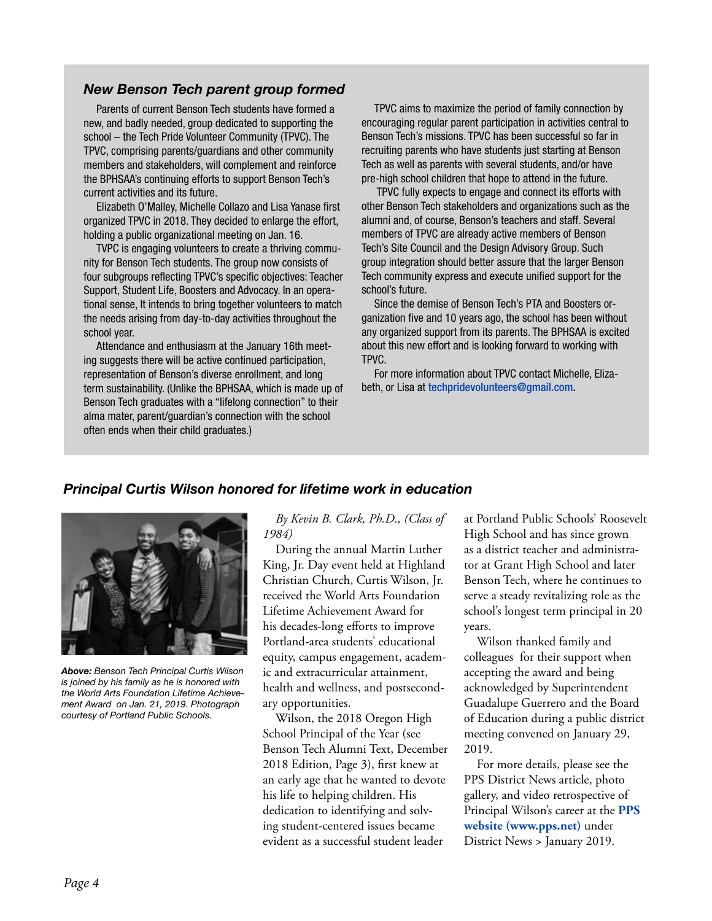## *New Benson Tech parent group formed*

Parents of current Benson Tech students have formed a new, and badly needed, group dedicated to supporting the school – the Tech Pride Volunteer Community (TPVC). The TPVC, comprising parents/guardians and other community members and stakeholders, will complement and reinforce the BPHSAA's continuing efforts to support Benson Tech's current activities and its future.

Elizabeth O'Malley, Michelle Collazo and Lisa Yanase first organized TPVC in 2018. They decided to enlarge the effort, holding a public organizational meeting on Jan. 16.

TVPC is engaging volunteers to create a thriving community for Benson Tech students. The group now consists of four subgroups reflecting TPVC's specific objectives: Teacher Support, Student Life, Boosters and Advocacy. In an operational sense, It intends to bring together volunteers to match the needs arising from day-to-day activities throughout the school year.

Attendance and enthusiasm at the January 16th meeting suggests there will be active continued participation, representation of Benson's diverse enrollment, and long term sustainability. (Unlike the BPHSAA, which is made up of Benson Tech graduates with a "lifelong connection" to their alma mater, parent/guardian's connection with the school often ends when their child graduates.)

TPVC aims to maximize the period of family connection by encouraging regular parent participation in activities central to Benson Tech's missions. TPVC has been successful so far in recruiting parents who have students just starting at Benson Tech as well as parents with several students, and/or have pre-high school children that hope to attend in the future.

TPVC fully expects to engage and connect its efforts with other Benson Tech stakeholders and organizations such as the alumni and, of course, Benson's teachers and staff. Several members of TPVC are already active members of Benson Tech's Site Council and the Design Advisory Group. Such group integration should better assure that the larger Benson Tech community express and execute unified support for the school's future.

Since the demise of Benson Tech's PTA and Boosters organization five and 10 years ago, the school has been without any organized support from its parents. The BPHSAA is excited about this new effort and is looking forward to working with TPVC.

For more information about TPVC contact Michelle, Elizabeth, or Lisa at techpridevolunteers@gmail.com.

## *Principal Curtis Wilson honored for lifetime work in education*

***Above:*** *Benson Tech Principal Curtis Wilson is joined by his family as he is honored with the World Arts Foundation Lifetime Achievement Award on Jan. 21, 2019. Photograph courtesy of Portland Public Schools.*

*By Kevin B. Clark, Ph.D., (Class of 1984)*

During the annual Martin Luther King, Jr. Day event held at Highland Christian Church, Curtis Wilson, Jr. received the World Arts Foundation Lifetime Achievement Award for his decades-long efforts to improve Portland-area students' educational equity, campus engagement, academic and extracurricular attainment, health and wellness, and postsecondary opportunities.

Wilson, the 2018 Oregon High School Principal of the Year (see Benson Tech Alumni Text, December 2018 Edition, Page 3), first knew at an early age that he wanted to devote his life to helping children. His dedication to identifying and solving student-centered issues became evident as a successful student leader at Portland Public Schools' Roosevelt High School and has since grown as a district teacher and administrator at Grant High School and later Benson Tech, where he continues to serve a steady revitalizing role as the school's longest term principal in 20 years.

Wilson thanked family and colleagues for their support when accepting the award and being acknowledged by Superintendent Guadalupe Guerrero and the Board of Education during a public district meeting convened on January 29, 2019.

For more details, please see the PPS District News article, photo gallery, and video retrospective of Principal Wilson's career at the **PPS website (www.pps.net)** under District News > January 2019.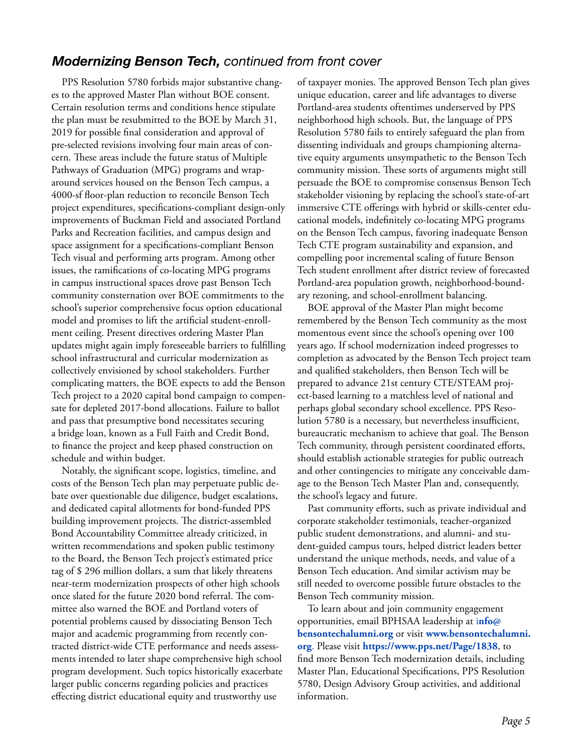## ***Modernizing Benson Tech,*** *continued from front cover*

PPS Resolution 5780 forbids major substantive changes to the approved Master Plan without BOE consent. Certain resolution terms and conditions hence stipulate the plan must be resubmitted to the BOE by March 31, 2019 for possible final consideration and approval of pre-selected revisions involving four main areas of concern. These areas include the future status of Multiple Pathways of Graduation (MPG) programs and wraparound services housed on the Benson Tech campus, a 4000-sf floor-plan reduction to reconcile Benson Tech project expenditures, specifications-compliant design-only improvements of Buckman Field and associated Portland Parks and Recreation facilities, and campus design and space assignment for a specifications-compliant Benson Tech visual and performing arts program. Among other issues, the ramifications of co-locating MPG programs in campus instructional spaces drove past Benson Tech community consternation over BOE commitments to the school's superior comprehensive focus option educational model and promises to lift the artificial student-enrollment ceiling. Present directives ordering Master Plan updates might again imply foreseeable barriers to fulfilling school infrastructural and curricular modernization as collectively envisioned by school stakeholders. Further complicating matters, the BOE expects to add the Benson Tech project to a 2020 capital bond campaign to compensate for depleted 2017-bond allocations. Failure to ballot and pass that presumptive bond necessitates securing a bridge loan, known as a Full Faith and Credit Bond, to finance the project and keep phased construction on schedule and within budget.

Notably, the significant scope, logistics, timeline, and costs of the Benson Tech plan may perpetuate public debate over questionable due diligence, budget escalations, and dedicated capital allotments for bond-funded PPS building improvement projects. The district-assembled Bond Accountability Committee already criticized, in written recommendations and spoken public testimony to the Board, the Benson Tech project's estimated price tag of $ 296 million dollars, a sum that likely threatens near-term modernization prospects of other high schools once slated for the future 2020 bond referral. The committee also warned the BOE and Portland voters of potential problems caused by dissociating Benson Tech major and academic programming from recently contracted district-wide CTE performance and needs assessments intended to later shape comprehensive high school program development. Such topics historically exacerbate larger public concerns regarding policies and practices effecting district educational equity and trustworthy use of taxpayer monies. The approved Benson Tech plan gives unique education, career and life advantages to diverse Portland-area students oftentimes underserved by PPS neighborhood high schools. But, the language of PPS Resolution 5780 fails to entirely safeguard the plan from dissenting individuals and groups championing alternative equity arguments unsympathetic to the Benson Tech community mission. These sorts of arguments might still persuade the BOE to compromise consensus Benson Tech stakeholder visioning by replacing the school's state-of-art immersive CTE offerings with hybrid or skills-center educational models, indefinitely co-locating MPG programs on the Benson Tech campus, favoring inadequate Benson Tech CTE program sustainability and expansion, and compelling poor incremental scaling of future Benson Tech student enrollment after district review of forecasted Portland-area population growth, neighborhood-boundary rezoning, and school-enrollment balancing.

BOE approval of the Master Plan might become remembered by the Benson Tech community as the most momentous event since the school's opening over 100 years ago. If school modernization indeed progresses to completion as advocated by the Benson Tech project team and qualified stakeholders, then Benson Tech will be prepared to advance 21st century CTE/STEAM project-based learning to a matchless level of national and perhaps global secondary school excellence. PPS Resolution 5780 is a necessary, but nevertheless insufficient, bureaucratic mechanism to achieve that goal. The Benson Tech community, through persistent coordinated efforts, should establish actionable strategies for public outreach and other contingencies to mitigate any conceivable damage to the Benson Tech Master Plan and, consequently, the school's legacy and future.

Past community efforts, such as private individual and corporate stakeholder testimonials, teacher-organized public student demonstrations, and alumni- and student-guided campus tours, helped district leaders better understand the unique methods, needs, and value of a Benson Tech education. And similar activism may be still needed to overcome possible future obstacles to the Benson Tech community mission.

To learn about and join community engagement opportunities, email BPHSAA leadership at **info@bensontechalumni.org** or visit **www.bensontechalumni.org**. Please visit **https://www.pps.net/Page/1838**, to find more Benson Tech modernization details, including Master Plan, Educational Specifications, PPS Resolution 5780, Design Advisory Group activities, and additional information.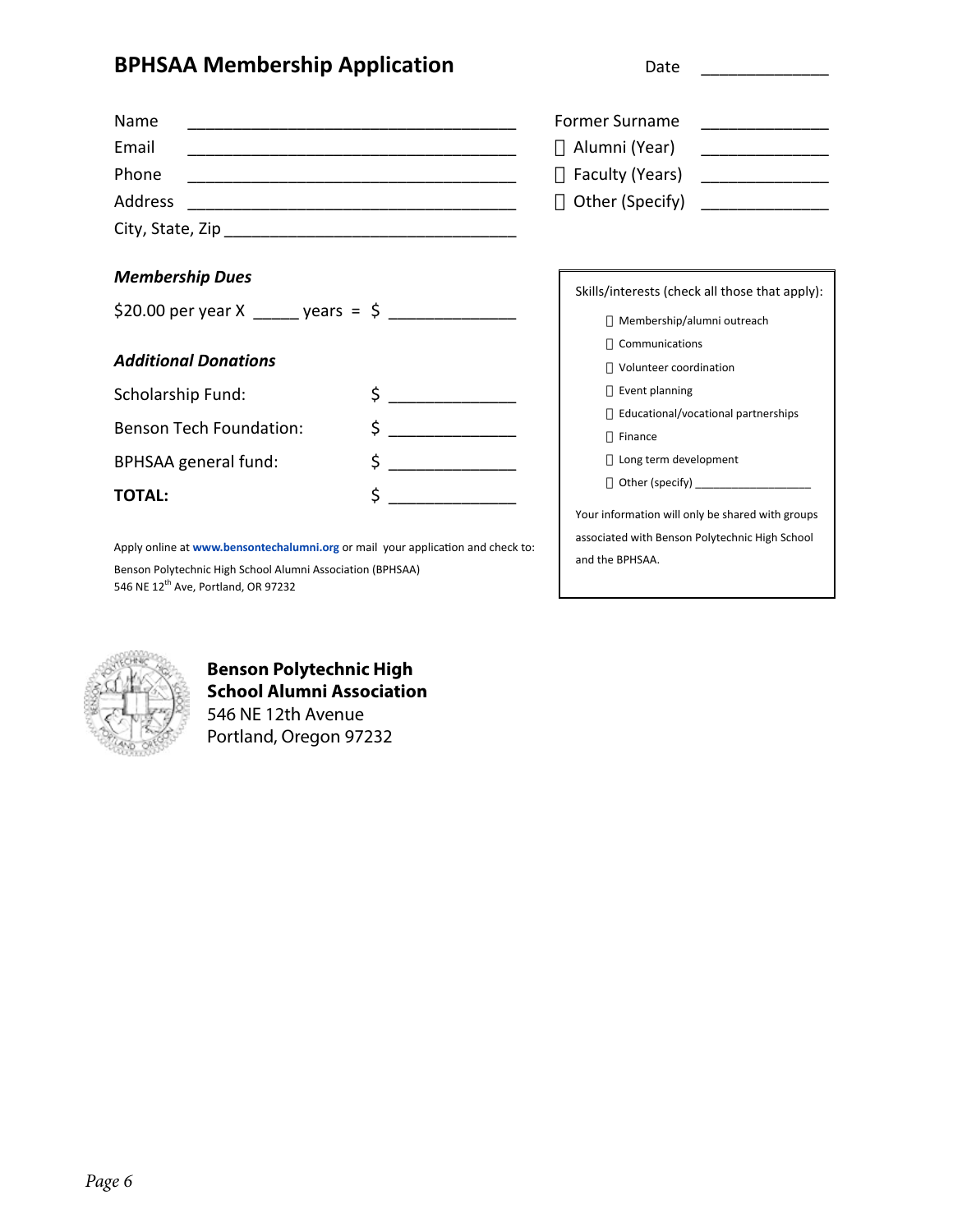## BPHSAA Membership Application

Date _______________

Name _______________________________________

Email _______________________________________

Phone _______________________________________

Address _______________________________________

City, State, Zip _______________________________________

Former Surname _______________

☐ Alumni (Year) _______________

☐ Faculty (Years) _______________

☐ Other (Specify) _______________

### *Membership Dues*

$20.00 per year X _____ years = $ _______________

### *Additional Donations*

Scholarship Fund: $ _______________

Benson Tech Foundation: $ _______________

BPHSAA general fund: $ _______________

**TOTAL:** $ _______________

Skills/interests (check all those that apply):

- ☐ Membership/alumni outreach
- ☐ Communications
- ☐ Volunteer coordination
- ☐ Event planning
- ☐ Educational/vocational partnerships
- ☐ Finance
- ☐ Long term development
- ☐ Other (specify) ____________________

Your information will only be shared with groups associated with Benson Polytechnic High School and the BPHSAA.

Apply online at **www.bensontechalumni.org** or mail your application and check to:

Benson Polytechnic High School Alumni Association (BPHSAA)
546 NE 12th Ave, Portland, OR 97232

**Benson Polytechnic High School Alumni Association**
546 NE 12th Avenue
Portland, Oregon 97232